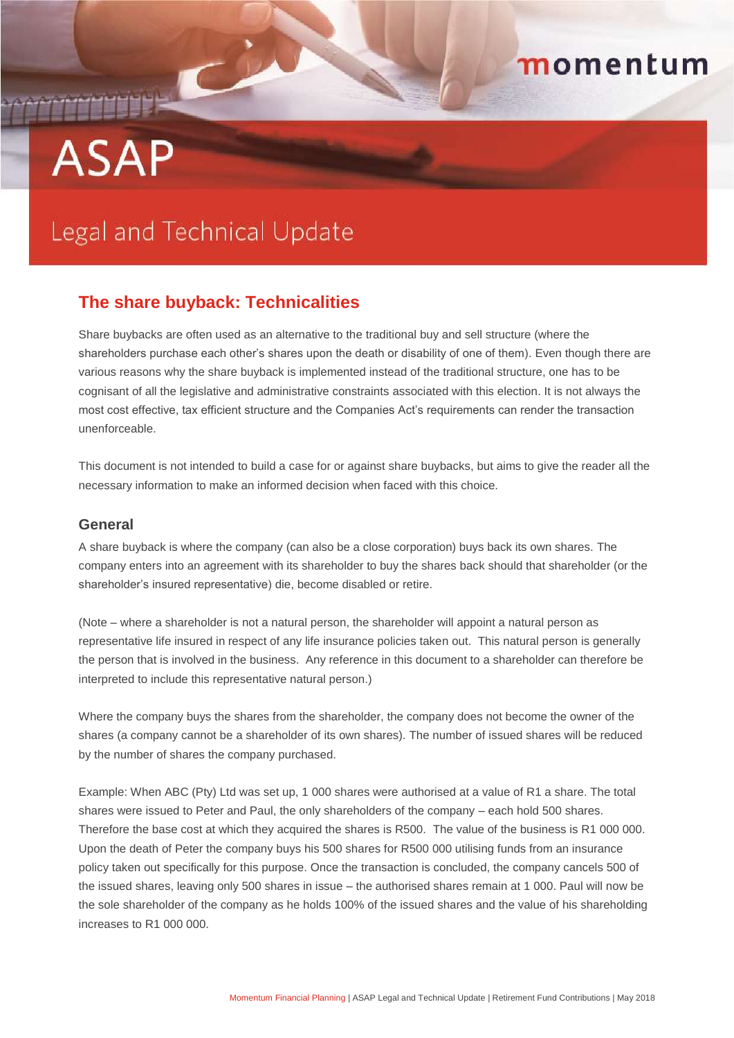momentum

# ASAP

Legal and Technical Update

## The share buyback: Technicalities

Share buybacks are often used as an alternative to the traditional buy and sell structure (where the shareholders purchase each other's shares upon the death or disability of one of them). Even though there are various reasons why the share buyback is implemented instead of the traditional structure, one has to be cognisant of all the legislative and administrative constraints associated with this election. It is not always the most cost effective, tax efficient structure and the Companies Act's requirements can render the transaction unenforceable.

This document is not intended to build a case for or against share buybacks, but aims to give the reader all the necessary information to make an informed decision when faced with this choice.

### General

A share buyback is where the company (can also be a close corporation) buys back its own shares. The company enters into an agreement with its shareholder to buy the shares back should that shareholder (or the shareholder's insured representative) die, become disabled or retire.

(Note – where a shareholder is not a natural person, the shareholder will appoint a natural person as representative life insured in respect of any life insurance policies taken out. This natural person is generally the person that is involved in the business. Any reference in this document to a shareholder can therefore be interpreted to include this representative natural person.)

Where the company buys the shares from the shareholder, the company does not become the owner of the shares (a company cannot be a shareholder of its own shares). The number of issued shares will be reduced by the number of shares the company purchased.

Example: When ABC (Pty) Ltd was set up, 1 000 shares were authorised at a value of R1 a share. The total shares were issued to Peter and Paul, the only shareholders of the company – each hold 500 shares. Therefore the base cost at which they acquired the shares is R500. The value of the business is R1 000 000. Upon the death of Peter the company buys his 500 shares for R500 000 utilising funds from an insurance policy taken out specifically for this purpose. Once the transaction is concluded, the company cancels 500 of the issued shares, leaving only 500 shares in issue – the authorised shares remain at 1 000. Paul will now be the sole shareholder of the company as he holds 100% of the issued shares and the value of his shareholding increases to R1 000 000.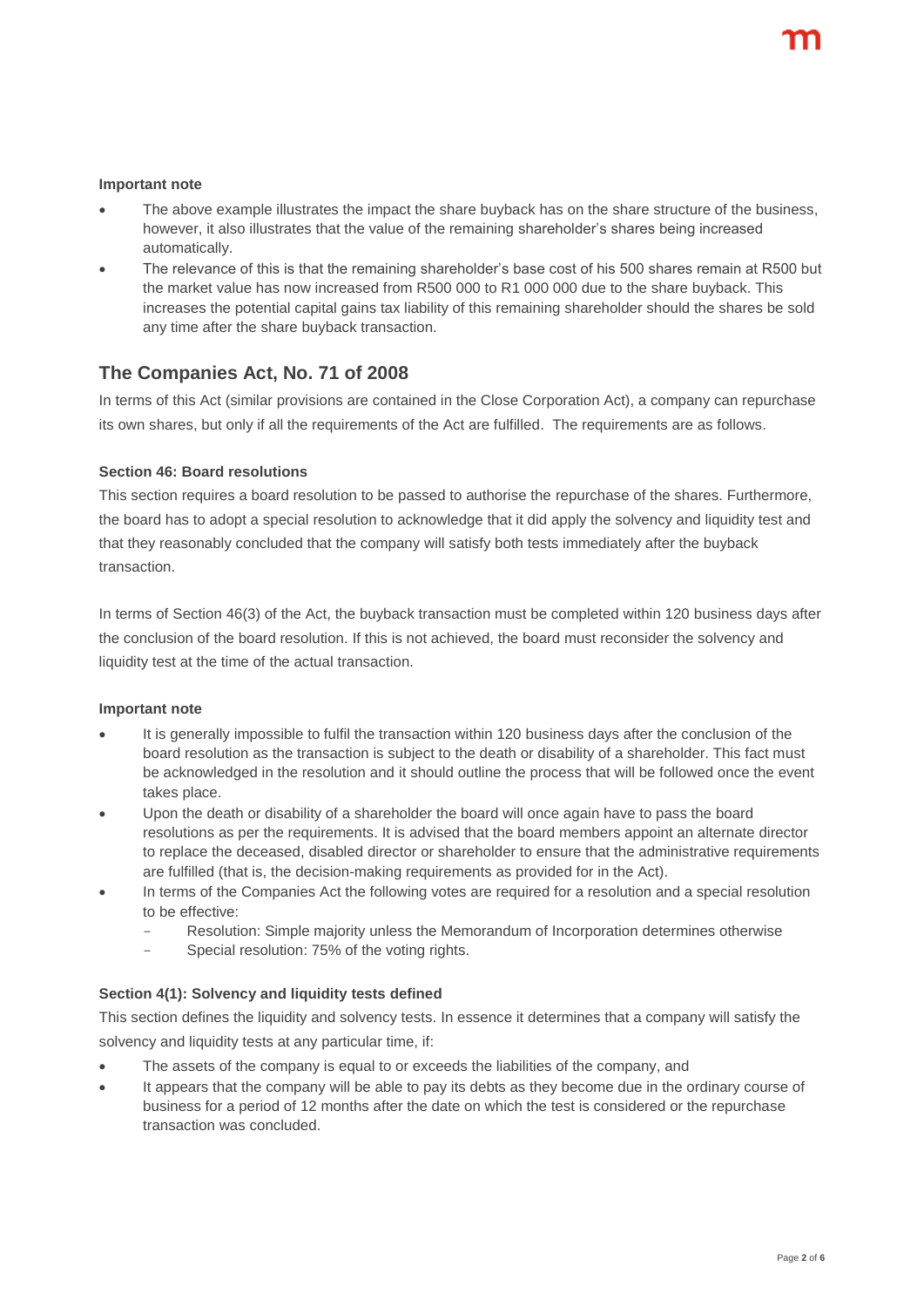**Important note**

- The above example illustrates the impact the share buyback has on the share structure of the business, however, it also illustrates that the value of the remaining shareholder's shares being increased automatically.
- The relevance of this is that the remaining shareholder's base cost of his 500 shares remain at R500 but the market value has now increased from R500 000 to R1 000 000 due to the share buyback. This increases the potential capital gains tax liability of this remaining shareholder should the shares be sold any time after the share buyback transaction.

## The Companies Act, No. 71 of 2008

In terms of this Act (similar provisions are contained in the Close Corporation Act), a company can repurchase its own shares, but only if all the requirements of the Act are fulfilled. The requirements are as follows.

**Section 46: Board resolutions**

This section requires a board resolution to be passed to authorise the repurchase of the shares. Furthermore, the board has to adopt a special resolution to acknowledge that it did apply the solvency and liquidity test and that they reasonably concluded that the company will satisfy both tests immediately after the buyback transaction.

In terms of Section 46(3) of the Act, the buyback transaction must be completed within 120 business days after the conclusion of the board resolution. If this is not achieved, the board must reconsider the solvency and liquidity test at the time of the actual transaction.

**Important note**

- It is generally impossible to fulfil the transaction within 120 business days after the conclusion of the board resolution as the transaction is subject to the death or disability of a shareholder. This fact must be acknowledged in the resolution and it should outline the process that will be followed once the event takes place.
- Upon the death or disability of a shareholder the board will once again have to pass the board resolutions as per the requirements. It is advised that the board members appoint an alternate director to replace the deceased, disabled director or shareholder to ensure that the administrative requirements are fulfilled (that is, the decision-making requirements as provided for in the Act).
- In terms of the Companies Act the following votes are required for a resolution and a special resolution to be effective:
  - Resolution: Simple majority unless the Memorandum of Incorporation determines otherwise
  - Special resolution: 75% of the voting rights.

**Section 4(1): Solvency and liquidity tests defined**

This section defines the liquidity and solvency tests. In essence it determines that a company will satisfy the solvency and liquidity tests at any particular time, if:

- The assets of the company is equal to or exceeds the liabilities of the company, and
- It appears that the company will be able to pay its debts as they become due in the ordinary course of business for a period of 12 months after the date on which the test is considered or the repurchase transaction was concluded.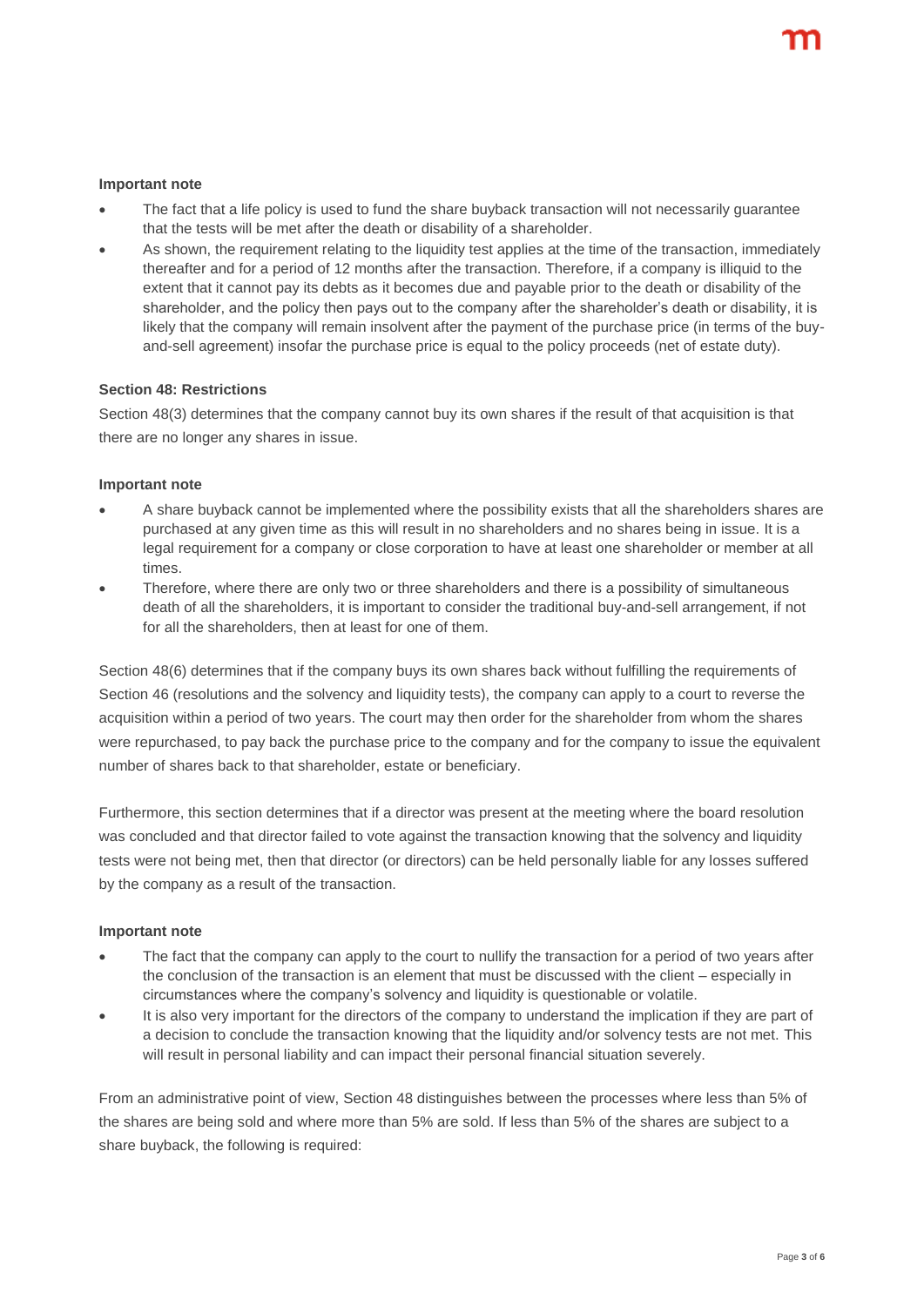**Important note**

- The fact that a life policy is used to fund the share buyback transaction will not necessarily guarantee that the tests will be met after the death or disability of a shareholder.
- As shown, the requirement relating to the liquidity test applies at the time of the transaction, immediately thereafter and for a period of 12 months after the transaction. Therefore, if a company is illiquid to the extent that it cannot pay its debts as it becomes due and payable prior to the death or disability of the shareholder, and the policy then pays out to the company after the shareholder's death or disability, it is likely that the company will remain insolvent after the payment of the purchase price (in terms of the buy-and-sell agreement) insofar the purchase price is equal to the policy proceeds (net of estate duty).

**Section 48: Restrictions**

Section 48(3) determines that the company cannot buy its own shares if the result of that acquisition is that there are no longer any shares in issue.

**Important note**

- A share buyback cannot be implemented where the possibility exists that all the shareholders shares are purchased at any given time as this will result in no shareholders and no shares being in issue. It is a legal requirement for a company or close corporation to have at least one shareholder or member at all times.
- Therefore, where there are only two or three shareholders and there is a possibility of simultaneous death of all the shareholders, it is important to consider the traditional buy-and-sell arrangement, if not for all the shareholders, then at least for one of them.

Section 48(6) determines that if the company buys its own shares back without fulfilling the requirements of Section 46 (resolutions and the solvency and liquidity tests), the company can apply to a court to reverse the acquisition within a period of two years. The court may then order for the shareholder from whom the shares were repurchased, to pay back the purchase price to the company and for the company to issue the equivalent number of shares back to that shareholder, estate or beneficiary.

Furthermore, this section determines that if a director was present at the meeting where the board resolution was concluded and that director failed to vote against the transaction knowing that the solvency and liquidity tests were not being met, then that director (or directors) can be held personally liable for any losses suffered by the company as a result of the transaction.

**Important note**

- The fact that the company can apply to the court to nullify the transaction for a period of two years after the conclusion of the transaction is an element that must be discussed with the client – especially in circumstances where the company's solvency and liquidity is questionable or volatile.
- It is also very important for the directors of the company to understand the implication if they are part of a decision to conclude the transaction knowing that the liquidity and/or solvency tests are not met. This will result in personal liability and can impact their personal financial situation severely.

From an administrative point of view, Section 48 distinguishes between the processes where less than 5% of the shares are being sold and where more than 5% are sold. If less than 5% of the shares are subject to a share buyback, the following is required: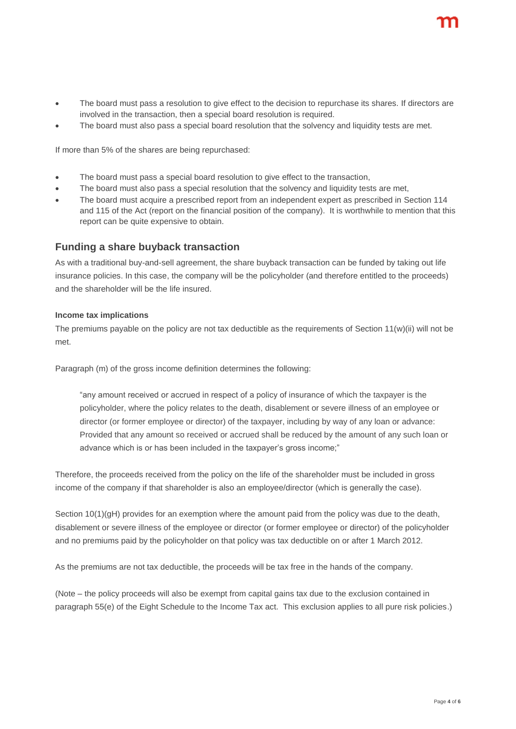- The board must pass a resolution to give effect to the decision to repurchase its shares. If directors are involved in the transaction, then a special board resolution is required.
- The board must also pass a special board resolution that the solvency and liquidity tests are met.

If more than 5% of the shares being repurchased:

- The board must pass a special board resolution to give effect to the transaction,
- The board must also pass a special resolution that the solvency and liquidity tests are met,
- The board must acquire a prescribed report from an independent expert as prescribed in Section 114 and 115 of the Act (report on the financial position of the company). It is worthwhile to mention that this report can be quite expensive to obtain.

## Funding a share buyback transaction

As with a traditional buy-and-sell agreement, the share buyback transaction can be funded by taking out life insurance policies. In this case, the company will be the policyholder (and therefore entitled to the proceeds) and the shareholder will be the life insured.

#### Income tax implications

The premiums payable on the policy are not tax deductible as the requirements of Section 11(w)(ii) will not be met.

Paragraph (m) of the gross income definition determines the following:

> "any amount received or accrued in respect of a policy of insurance of which the taxpayer is the policyholder, where the policy relates to the death, disablement or severe illness of an employee or director (or former employee or director) of the taxpayer, including by way of any loan or advance: Provided that any amount so received or accrued shall be reduced by the amount of any such loan or advance which is or has been included in the taxpayer's gross income;"

Therefore, the proceeds received from the policy on the life of the shareholder must be included in gross income of the company if that shareholder is also an employee/director (which is generally the case).

Section 10(1)(gH) provides for an exemption where the amount paid from the policy was due to the death, disablement or severe illness of the employee or director (or former employee or director) of the policyholder and no premiums paid by the policyholder on that policy was tax deductible on or after 1 March 2012.

As the premiums are not tax deductible, the proceeds will be tax free in the hands of the company.

(Note – the policy proceeds will also be exempt from capital gains tax due to the exclusion contained in paragraph 55(e) of the Eight Schedule to the Income Tax act. This exclusion applies to all pure risk policies.)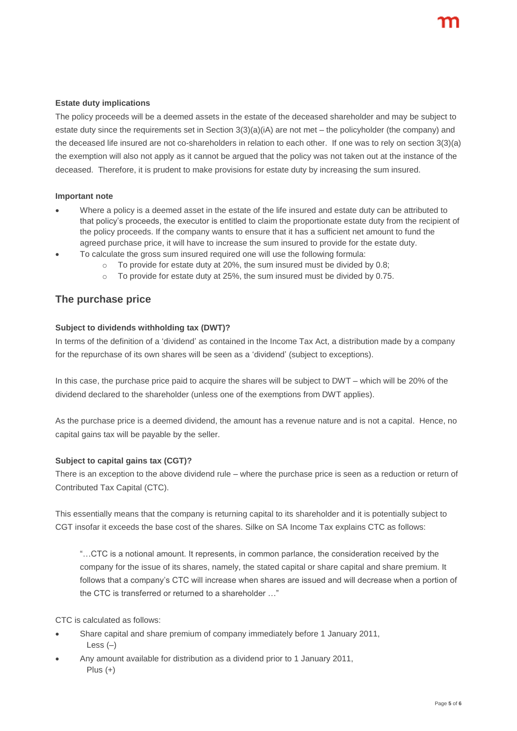**Estate duty implications**

The policy proceeds will be a deemed assets in the estate of the deceased shareholder and may be subject to estate duty since the requirements set in Section 3(3)(a)(iA) are not met – the policyholder (the company) and the deceased life insured are not co-shareholders in relation to each other. If one was to rely on section 3(3)(a) the exemption will also not apply as it cannot be argued that the policy was not taken out at the instance of the deceased. Therefore, it is prudent to make provisions for estate duty by increasing the sum insured.

**Important note**

- Where a policy is a deemed asset in the estate of the life insured and estate duty can be attributed to that policy's proceeds, the executor is entitled to claim the proportionate estate duty from the recipient of the policy proceeds. If the company wants to ensure that it has a sufficient net amount to fund the agreed purchase price, it will have to increase the sum insured to provide for the estate duty.
- To calculate the gross sum insured required one will use the following formula:
    - To provide for estate duty at 20%, the sum insured must be divided by 0.8;
    - To provide for estate duty at 25%, the sum insured must be divided by 0.75.

## The purchase price

**Subject to dividends withholding tax (DWT)?**

In terms of the definition of a 'dividend' as contained in the Income Tax Act, a distribution made by a company for the repurchase of its own shares will be seen as a 'dividend' (subject to exceptions).

In this case, the purchase price paid to acquire the shares will be subject to DWT – which will be 20% of the dividend declared to the shareholder (unless one of the exemptions from DWT applies).

As the purchase price is a deemed dividend, the amount has a revenue nature and is not a capital. Hence, no capital gains tax will be payable by the seller.

**Subject to capital gains tax (CGT)?**

There is an exception to the above dividend rule – where the purchase price is seen as a reduction or return of Contributed Tax Capital (CTC).

This essentially means that the company is returning capital to its shareholder and it is potentially subject to CGT insofar it exceeds the base cost of the shares. Silke on SA Income Tax explains CTC as follows:

> "…CTC is a notional amount. It represents, in common parlance, the consideration received by the company for the issue of its shares, namely, the stated capital or share capital and share premium. It follows that a company's CTC will increase when shares are issued and will decrease when a portion of the CTC is transferred or returned to a shareholder …"

CTC is calculated as follows:

- Share capital and share premium of company immediately before 1 January 2011,
  Less (–)
- Any amount available for distribution as a dividend prior to 1 January 2011,
  Plus (+)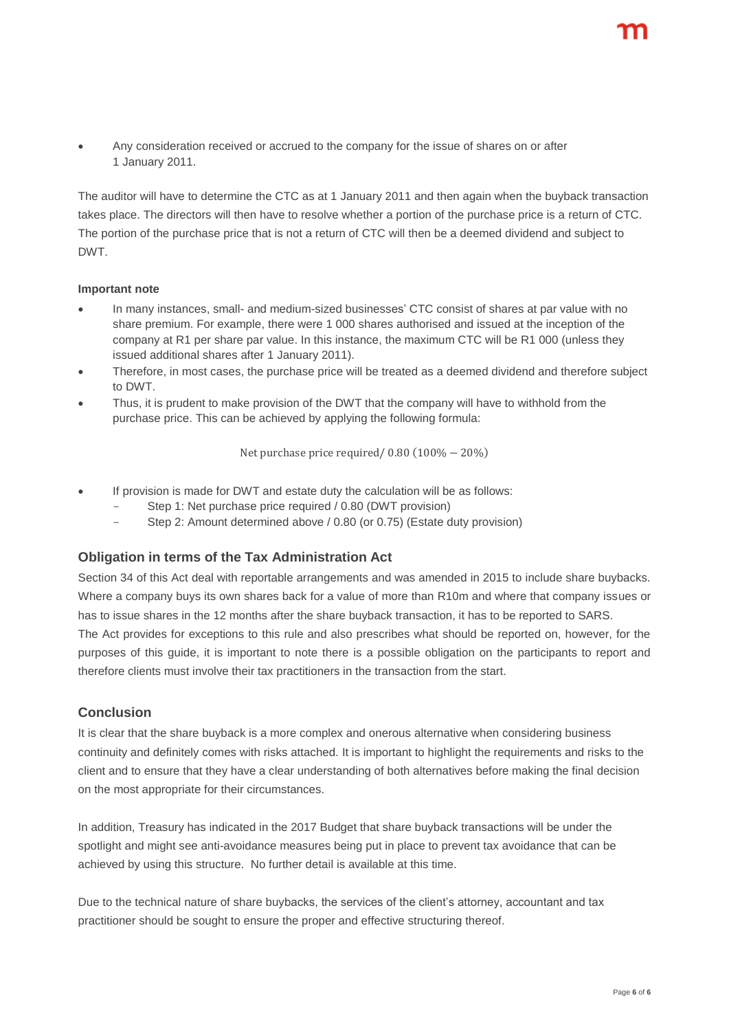- Any consideration received or accrued to the company for the issue of shares on or after 1 January 2011.

The auditor will have to determine the CTC as at 1 January 2011 and then again when the buyback transaction takes place. The directors will then have to resolve whether a portion of the purchase price is a return of CTC. The portion of the purchase price that is not a return of CTC will then be a deemed dividend and subject to DWT.

**Important note**

- In many instances, small- and medium-sized businesses' CTC consist of shares at par value with no share premium. For example, there were 1 000 shares authorised and issued at the inception of the company at R1 per share par value. In this instance, the maximum CTC will be R1 000 (unless they issued additional shares after 1 January 2011).
- Therefore, in most cases, the purchase price will be treated as a deemed dividend and therefore subject to DWT.
- Thus, it is prudent to make provision of the DWT that the company will have to withhold from the purchase price. This can be achieved by applying the following formula:

$$\text{Net purchase price required} / \ 0.80 \ (100\% - 20\%)$$

- If provision is made for DWT and estate duty the calculation will be as follows:
  - Step 1: Net purchase price required / 0.80 (DWT provision)
  - Step 2: Amount determined above / 0.80 (or 0.75) (Estate duty provision)

## Obligation in terms of the Tax Administration Act

Section 34 of this Act deal with reportable arrangements and was amended in 2015 to include share buybacks. Where a company buys its own shares back for a value of more than R10m and where that company issues or has to issue shares in the 12 months after the share buyback transaction, it has to be reported to SARS.
The Act provides for exceptions to this rule and also prescribes what should be reported on, however, for the purposes of this guide, it is important to note there is a possible obligation on the participants to report and therefore clients must involve their tax practitioners in the transaction from the start.

## Conclusion

It is clear that the share buyback is a more complex and onerous alternative when considering business continuity and definitely comes with risks attached. It is important to highlight the requirements and risks to the client and to ensure that they have a clear understanding of both alternatives before making the final decision on the most appropriate for their circumstances.

In addition, Treasury has indicated in the 2017 Budget that share buyback transactions will be under the spotlight and might see anti-avoidance measures being put in place to prevent tax avoidance that can be achieved by using this structure. No further detail is available at this time.

Due to the technical nature of share buybacks, the services of the client's attorney, accountant and tax practitioner should be sought to ensure the proper and effective structuring thereof.